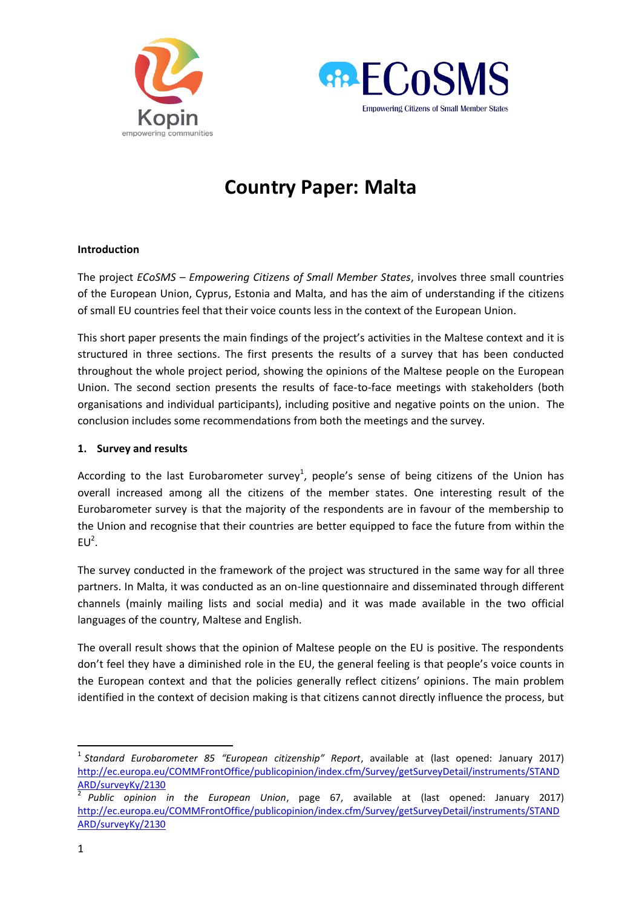# Country Paper: Malta

**Introduction**

The project *ECoSMS – Empowering Citizens of Small Member States*, involves three small countries of the European Union, Cyprus, Estonia and Malta, and has the aim of understanding if the citizens of small EU countries feel that their voice counts less in the context of the European Union.

This short paper presents the main findings of the project's activities in the Maltese context and it is structured in three sections. The first presents the results of a survey that has been conducted throughout the whole project period, showing the opinions of the Maltese people on the European Union. The second section presents the results of face-to-face meetings with stakeholders (both organisations and individual participants), including positive and negative points on the union. The conclusion includes some recommendations from both the meetings and the survey.

**1. Survey and results**

According to the last Eurobarometer survey[1], people's sense of being citizens of the Union has overall increased among all the citizens of the member states. One interesting result of the Eurobarometer survey is that the majority of the respondents are in favour of the membership to the Union and recognise that their countries are better equipped to face the future from within the EU[2].

The survey conducted in the framework of the project was structured in the same way for all three partners. In Malta, it was conducted as an on-line questionnaire and disseminated through different channels (mainly mailing lists and social media) and it was made available in the two official languages of the country, Maltese and English.

The overall result shows that the opinion of Maltese people on the EU is positive. The respondents don't feel they have a diminished role in the EU, the general feeling is that people's voice counts in the European context and that the policies generally reflect citizens' opinions. The main problem identified in the context of decision making is that citizens cannot directly influence the process, but

---

[1] *Standard Eurobarometer 85 "European citizenship" Report*, available at (last opened: January 2017) http://ec.europa.eu/COMMFrontOffice/publicopinion/index.cfm/Survey/getSurveyDetail/instruments/STANDARD/surveyKy/2130

[2] *Public opinion in the European Union*, page 67, available at (last opened: January 2017) http://ec.europa.eu/COMMFrontOffice/publicopinion/index.cfm/Survey/getSurveyDetail/instruments/STANDARD/surveyKy/2130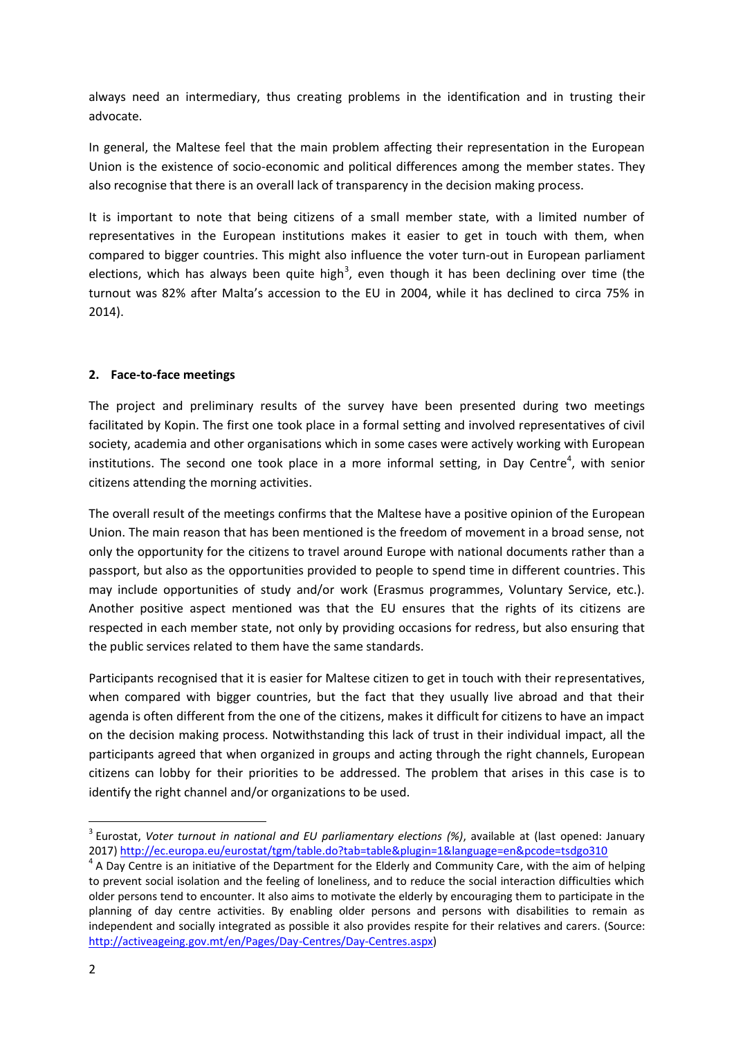always need an intermediary, thus creating problems in the identification and in trusting their advocate.

In general, the Maltese feel that the main problem affecting their representation in the European Union is the existence of socio-economic and political differences among the member states. They also recognise that there is an overall lack of transparency in the decision making process.

It is important to note that being citizens of a small member state, with a limited number of representatives in the European institutions makes it easier to get in touch with them, when compared to bigger countries. This might also influence the voter turn-out in European parliament elections, which has always been quite high[3], even though it has been declining over time (the turnout was 82% after Malta's accession to the EU in 2004, while it has declined to circa 75% in 2014).

## 2. Face-to-face meetings

The project and preliminary results of the survey have been presented during two meetings facilitated by Kopin. The first one took place in a formal setting and involved representatives of civil society, academia and other organisations which in some cases were actively working with European institutions. The second one took place in a more informal setting, in Day Centre[4], with senior citizens attending the morning activities.

The overall result of the meetings confirms that the Maltese have a positive opinion of the European Union. The main reason that has been mentioned is the freedom of movement in a broad sense, not only the opportunity for the citizens to travel around Europe with national documents rather than a passport, but also as the opportunities provided to people to spend time in different countries. This may include opportunities of study and/or work (Erasmus programmes, Voluntary Service, etc.). Another positive aspect mentioned was that the EU ensures that the rights of its citizens are respected in each member state, not only by providing occasions for redress, but also ensuring that the public services related to them have the same standards.

Participants recognised that it is easier for Maltese citizen to get in touch with their representatives, when compared with bigger countries, but the fact that they usually live abroad and that their agenda is often different from the one of the citizens, makes it difficult for citizens to have an impact on the decision making process. Notwithstanding this lack of trust in their individual impact, all the participants agreed that when organized in groups and acting through the right channels, European citizens can lobby for their priorities to be addressed. The problem that arises in this case is to identify the right channel and/or organizations to be used.

---

[3] Eurostat, *Voter turnout in national and EU parliamentary elections (%)*, available at (last opened: January 2017) http://ec.europa.eu/eurostat/tgm/table.do?tab=table&plugin=1&language=en&pcode=tsdgo310

[4] A Day Centre is an initiative of the Department for the Elderly and Community Care, with the aim of helping to prevent social isolation and the feeling of loneliness, and to reduce the social interaction difficulties which older persons tend to encounter. It also aims to motivate the elderly by encouraging them to participate in the planning of day centre activities. By enabling older persons and persons with disabilities to remain as independent and socially integrated as possible it also provides respite for their relatives and carers. (Source: http://activeageing.gov.mt/en/Pages/Day-Centres/Day-Centres.aspx)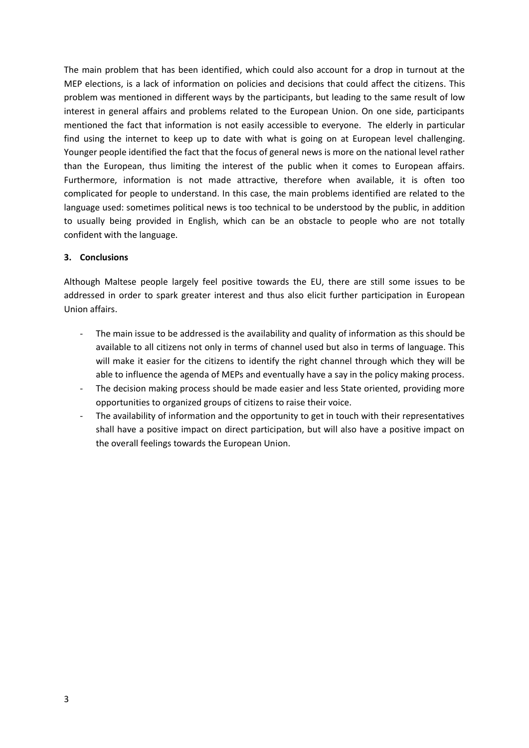The main problem that has been identified, which could also account for a drop in turnout at the MEP elections, is a lack of information on policies and decisions that could affect the citizens. This problem was mentioned in different ways by the participants, but leading to the same result of low interest in general affairs and problems related to the European Union. On one side, participants mentioned the fact that information is not easily accessible to everyone. The elderly in particular find using the internet to keep up to date with what is going on at European level challenging. Younger people identified the fact that the focus of general news is more on the national level rather than the European, thus limiting the interest of the public when it comes to European affairs. Furthermore, information is not made attractive, therefore when available, it is often too complicated for people to understand. In this case, the main problems identified are related to the language used: sometimes political news is too technical to be understood by the public, in addition to usually being provided in English, which can be an obstacle to people who are not totally confident with the language.

### 3. Conclusions

Although Maltese people largely feel positive towards the EU, there are still some issues to be addressed in order to spark greater interest and thus also elicit further participation in European Union affairs.

- The main issue to be addressed is the availability and quality of information as this should be available to all citizens not only in terms of channel used but also in terms of language. This will make it easier for the citizens to identify the right channel through which they will be able to influence the agenda of MEPs and eventually have a say in the policy making process.
- The decision making process should be made easier and less State oriented, providing more opportunities to organized groups of citizens to raise their voice.
- The availability of information and the opportunity to get in touch with their representatives shall have a positive impact on direct participation, but will also have a positive impact on the overall feelings towards the European Union.